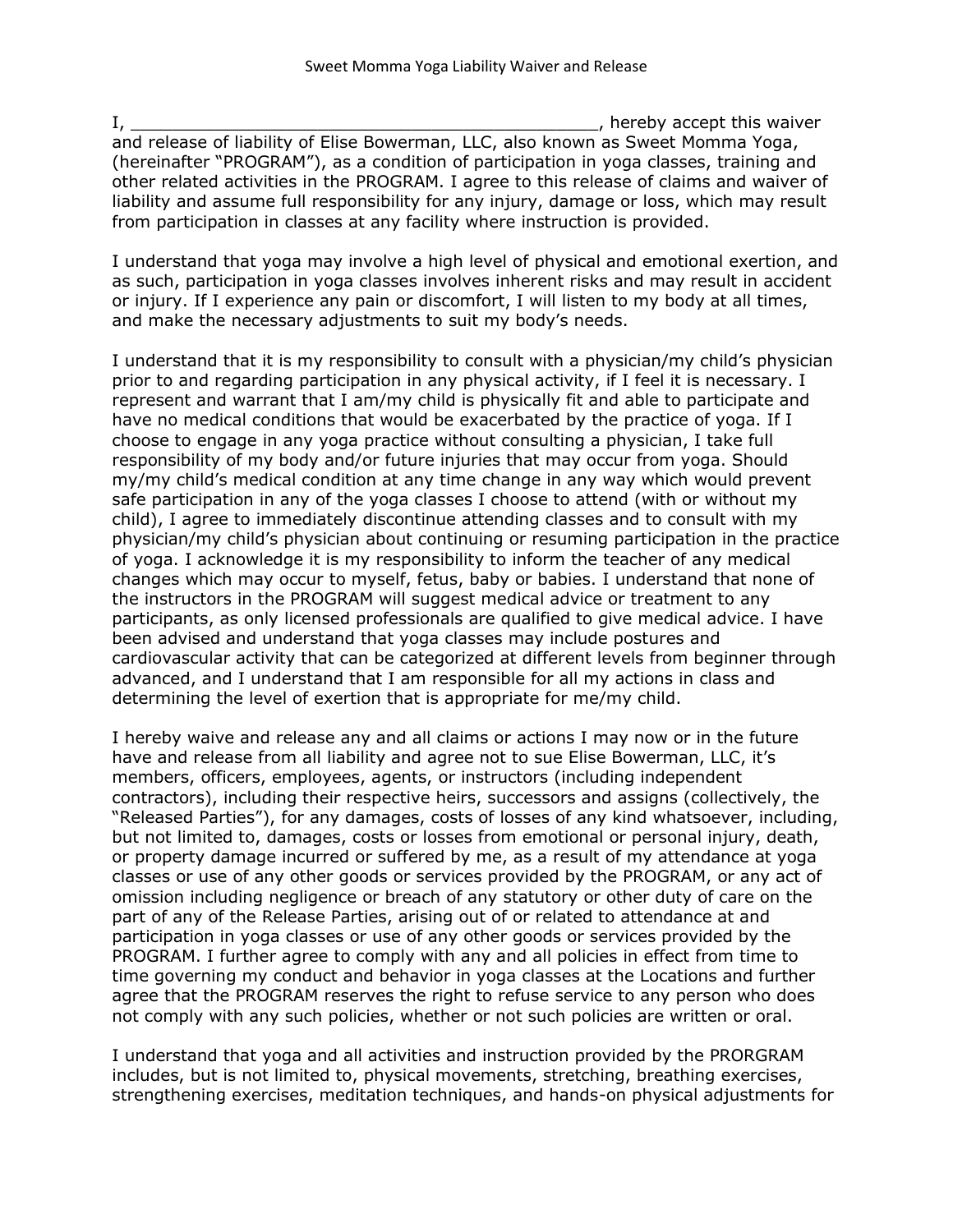# Sweet Momma Yoga Liability Waiver and Release

I, _______________________________________________, hereby accept this waiver and release of liability of Elise Bowerman, LLC, also known as Sweet Momma Yoga, (hereinafter "PROGRAM"), as a condition of participation in yoga classes, training and other related activities in the PROGRAM. I agree to this release of claims and waiver of liability and assume full responsibility for any injury, damage or loss, which may result from participation in classes at any facility where instruction is provided.

I understand that yoga may involve a high level of physical and emotional exertion, and as such, participation in yoga classes involves inherent risks and may result in accident or injury. If I experience any pain or discomfort, I will listen to my body at all times, and make the necessary adjustments to suit my body's needs.

I understand that it is my responsibility to consult with a physician/my child's physician prior to and regarding participation in any physical activity, if I feel it is necessary. I represent and warrant that I am/my child is physically fit and able to participate and have no medical conditions that would be exacerbated by the practice of yoga. If I choose to engage in any yoga practice without consulting a physician, I take full responsibility of my body and/or future injuries that may occur from yoga. Should my/my child's medical condition at any time change in any way which would prevent safe participation in any of the yoga classes I choose to attend (with or without my child), I agree to immediately discontinue attending classes and to consult with my physician/my child's physician about continuing or resuming participation in the practice of yoga. I acknowledge it is my responsibility to inform the teacher of any medical changes which may occur to myself, fetus, baby or babies. I understand that none of the instructors in the PROGRAM will suggest medical advice or treatment to any participants, as only licensed professionals are qualified to give medical advice. I have been advised and understand that yoga classes may include postures and cardiovascular activity that can be categorized at different levels from beginner through advanced, and I understand that I am responsible for all my actions in class and determining the level of exertion that is appropriate for me/my child.

I hereby waive and release any and all claims or actions I may now or in the future have and release from all liability and agree not to sue Elise Bowerman, LLC, it's members, officers, employees, agents, or instructors (including independent contractors), including their respective heirs, successors and assigns (collectively, the "Released Parties"), for any damages, costs of losses of any kind whatsoever, including, but not limited to, damages, costs or losses from emotional or personal injury, death, or property damage incurred or suffered by me, as a result of my attendance at yoga classes or use of any other goods or services provided by the PROGRAM, or any act of omission including negligence or breach of any statutory or other duty of care on the part of any of the Release Parties, arising out of or related to attendance at and participation in yoga classes or use of any other goods or services provided by the PROGRAM. I further agree to comply with any and all policies in effect from time to time governing my conduct and behavior in yoga classes at the Locations and further agree that the PROGRAM reserves the right to refuse service to any person who does not comply with any such policies, whether or not such policies are written or oral.

I understand that yoga and all activities and instruction provided by the PRORGRAM includes, but is not limited to, physical movements, stretching, breathing exercises, strengthening exercises, meditation techniques, and hands-on physical adjustments for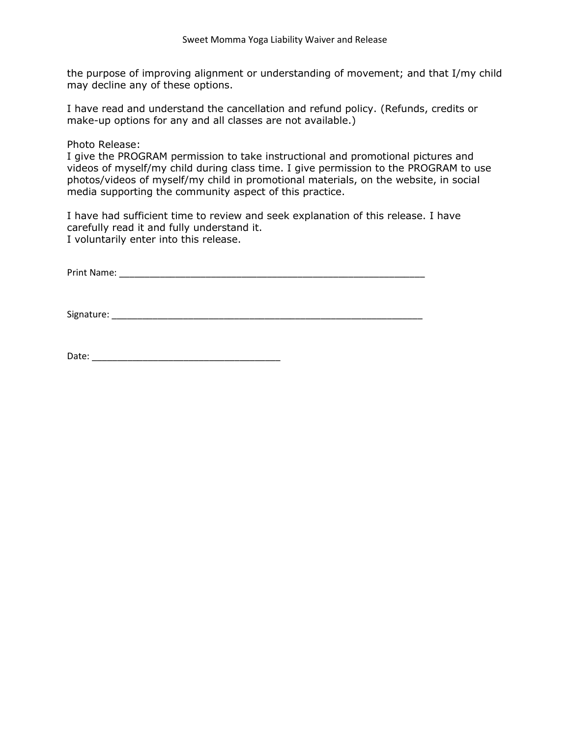the purpose of improving alignment or understanding of movement; and that I/my child may decline any of these options.

I have read and understand the cancellation and refund policy. (Refunds, credits or make-up options for any and all classes are not available.)

Photo Release:
I give the PROGRAM permission to take instructional and promotional pictures and videos of myself/my child during class time. I give permission to the PROGRAM to use photos/videos of myself/my child in promotional materials, on the website, in social media supporting the community aspect of this practice.

I have had sufficient time to review and seek explanation of this release. I have carefully read it and fully understand it.
I voluntarily enter into this release.

Print Name: ________________________________________________________

Signature: __________________________________________________________

Date: __________________________________